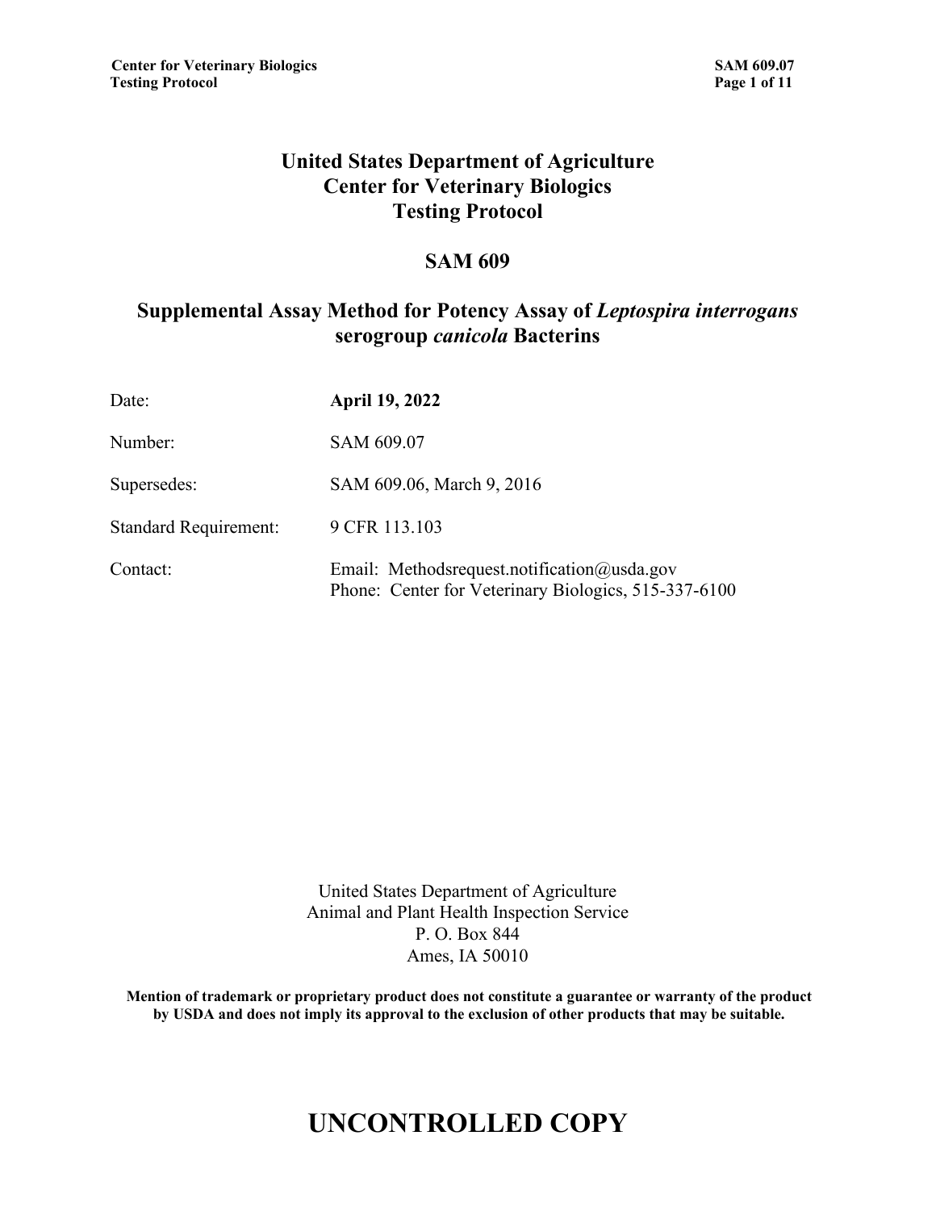# United States Department of Agriculture
# Center for Veterinary Biologics
# Testing Protocol

## SAM 609

## Supplemental Assay Method for Potency Assay of *Leptospira interrogans* serogroup *canicola* Bacterins

| | |
|---|---|
| Date: | **April 19, 2022** |
| Number: | SAM 609.07 |
| Supersedes: | SAM 609.06, March 9, 2016 |
| Standard Requirement: | 9 CFR 113.103 |
| Contact: | Email: Methodsrequest.notification@usda.gov<br>Phone: Center for Veterinary Biologics, 515-337-6100 |

United States Department of Agriculture
Animal and Plant Health Inspection Service
P. O. Box 844
Ames, IA 50010

**Mention of trademark or proprietary product does not constitute a guarantee or warranty of the product by USDA and does not imply its approval to the exclusion of other products that may be suitable.**

# UNCONTROLLED COPY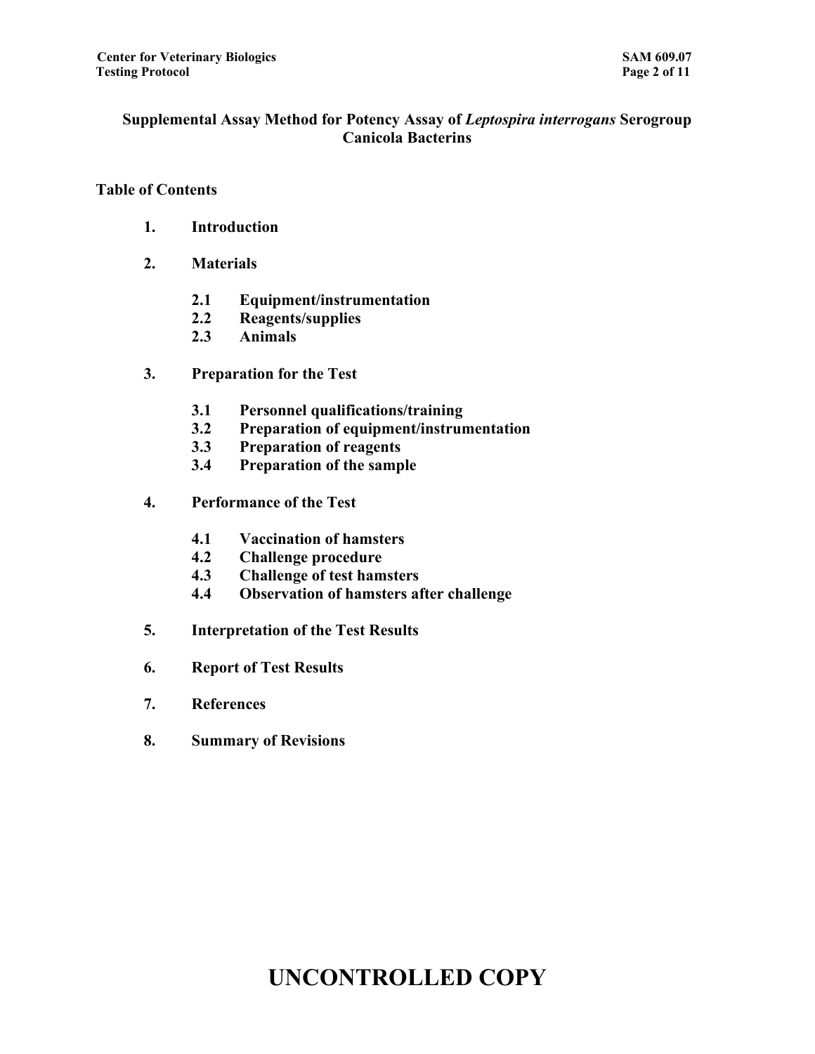**Supplemental Assay Method for Potency Assay of *Leptospira interrogans* Serogroup Canicola Bacterins**

**Table of Contents**

1. **Introduction**
2. **Materials**
    - 2.1 **Equipment/instrumentation**
    - 2.2 **Reagents/supplies**
    - 2.3 **Animals**
3. **Preparation for the Test**
    - 3.1 **Personnel qualifications/training**
    - 3.2 **Preparation of equipment/instrumentation**
    - 3.3 **Preparation of reagents**
    - 3.4 **Preparation of the sample**
4. **Performance of the Test**
    - 4.1 **Vaccination of hamsters**
    - 4.2 **Challenge procedure**
    - 4.3 **Challenge of test hamsters**
    - 4.4 **Observation of hamsters after challenge**
5. **Interpretation of the Test Results**
6. **Report of Test Results**
7. **References**
8. **Summary of Revisions**

# UNCONTROLLED COPY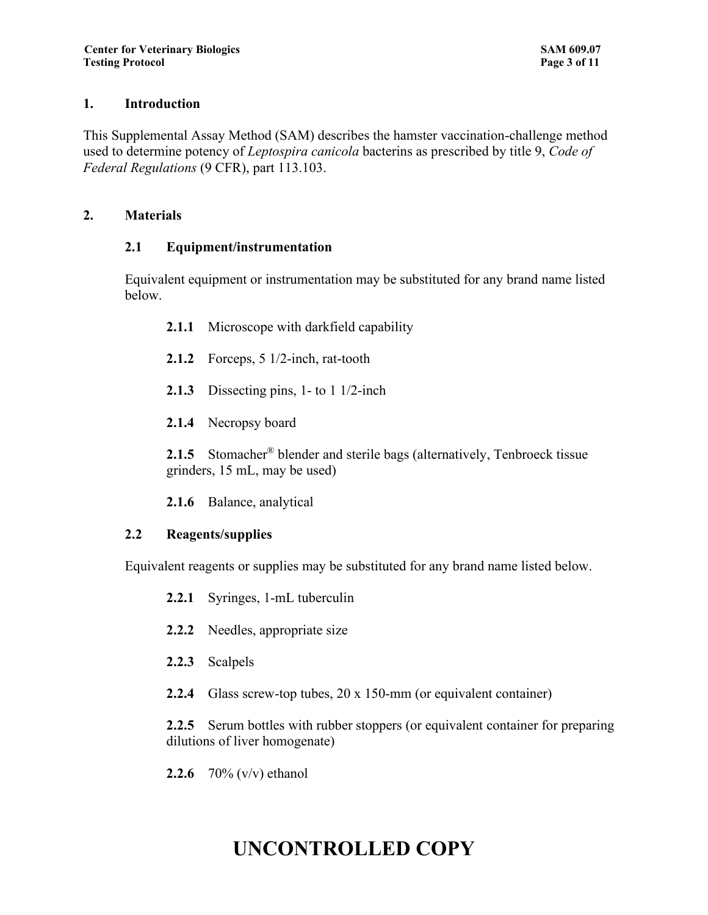## 1. Introduction

This Supplemental Assay Method (SAM) describes the hamster vaccination-challenge method used to determine potency of *Leptospira canicola* bacterins as prescribed by title 9, *Code of Federal Regulations* (9 CFR), part 113.103.

## 2. Materials

### 2.1 Equipment/instrumentation

Equivalent equipment or instrumentation may be substituted for any brand name listed below.

**2.1.1** Microscope with darkfield capability

**2.1.2** Forceps, 5 1/2-inch, rat-tooth

**2.1.3** Dissecting pins, 1- to 1 1/2-inch

**2.1.4** Necropsy board

**2.1.5** Stomacher® blender and sterile bags (alternatively, Tenbroeck tissue grinders, 15 mL, may be used)

**2.1.6** Balance, analytical

### 2.2 Reagents/supplies

Equivalent reagents or supplies may be substituted for any brand name listed below.

**2.2.1** Syringes, 1-mL tuberculin

**2.2.2** Needles, appropriate size

**2.2.3** Scalpels

**2.2.4** Glass screw-top tubes, 20 x 150-mm (or equivalent container)

**2.2.5** Serum bottles with rubber stoppers (or equivalent container for preparing dilutions of liver homogenate)

**2.2.6** 70% (v/v) ethanol

UNCONTROLLED COPY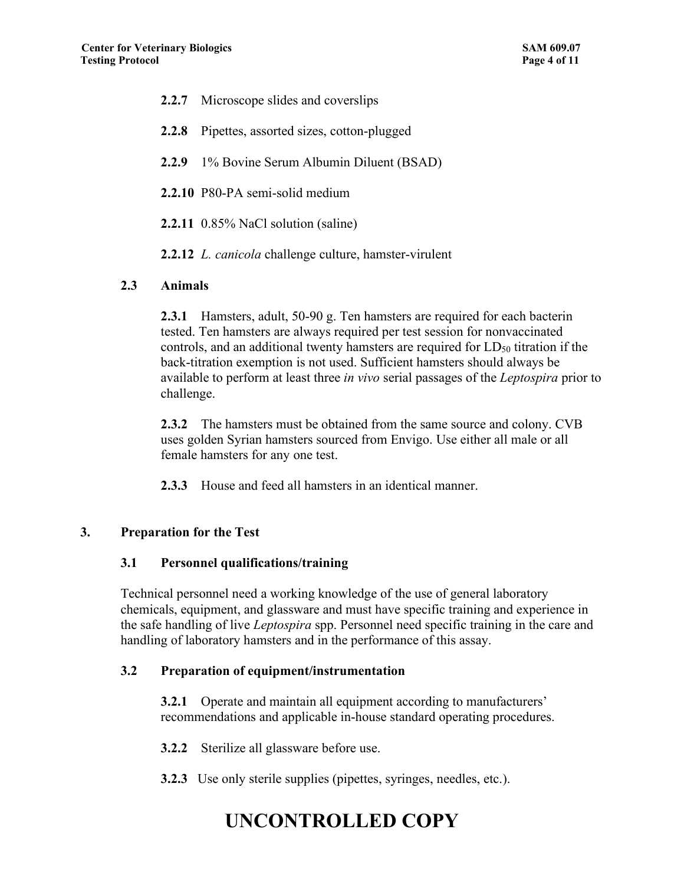**2.2.7** Microscope slides and coverslips

**2.2.8** Pipettes, assorted sizes, cotton-plugged

**2.2.9** 1% Bovine Serum Albumin Diluent (BSAD)

**2.2.10** P80-PA semi-solid medium

**2.2.11** 0.85% NaCl solution (saline)

**2.2.12** *L. canicola* challenge culture, hamster-virulent

### 2.3 Animals

**2.3.1** Hamsters, adult, 50-90 g. Ten hamsters are required for each bacterin tested. Ten hamsters are always required per test session for nonvaccinated controls, and an additional twenty hamsters are required for $LD_{50}$ titration if the back-titration exemption is not used. Sufficient hamsters should always be available to perform at least three *in vivo* serial passages of the *Leptospira* prior to challenge.

**2.3.2** The hamsters must be obtained from the same source and colony. CVB uses golden Syrian hamsters sourced from Envigo. Use either all male or all female hamsters for any one test.

**2.3.3** House and feed all hamsters in an identical manner.

## 3. Preparation for the Test

### 3.1 Personnel qualifications/training

Technical personnel need a working knowledge of the use of general laboratory chemicals, equipment, and glassware and must have specific training and experience in the safe handling of live *Leptospira* spp. Personnel need specific training in the care and handling of laboratory hamsters and in the performance of this assay.

### 3.2 Preparation of equipment/instrumentation

**3.2.1** Operate and maintain all equipment according to manufacturers' recommendations and applicable in-house standard operating procedures.

**3.2.2** Sterilize all glassware before use.

**3.2.3** Use only sterile supplies (pipettes, syringes, needles, etc.).

UNCONTROLLED COPY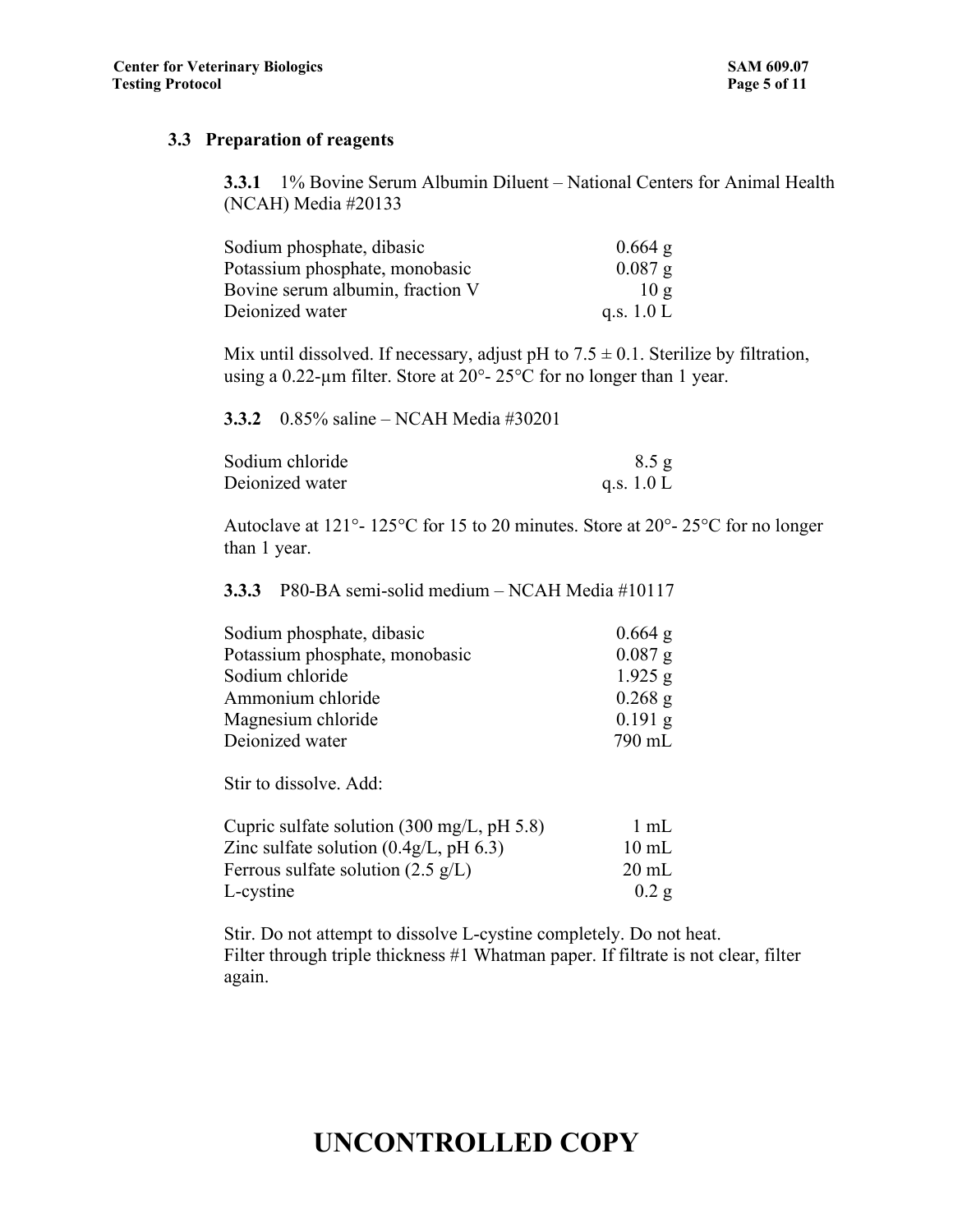### 3.3 Preparation of reagents

**3.3.1** 1% Bovine Serum Albumin Diluent – National Centers for Animal Health (NCAH) Media #20133

| | |
|---|---|
| Sodium phosphate, dibasic | 0.664 g |
| Potassium phosphate, monobasic | 0.087 g |
| Bovine serum albumin, fraction V | 10 g |
| Deionized water | q.s. 1.0 L |

Mix until dissolved. If necessary, adjust pH to 7.5 ± 0.1. Sterilize by filtration, using a 0.22-µm filter. Store at 20°- 25°C for no longer than 1 year.

**3.3.2** 0.85% saline – NCAH Media #30201

| | |
|---|---|
| Sodium chloride | 8.5 g |
| Deionized water | q.s. 1.0 L |

Autoclave at 121°- 125°C for 15 to 20 minutes. Store at 20°- 25°C for no longer than 1 year.

**3.3.3** P80-BA semi-solid medium – NCAH Media #10117

| | |
|---|---|
| Sodium phosphate, dibasic | 0.664 g |
| Potassium phosphate, monobasic | 0.087 g |
| Sodium chloride | 1.925 g |
| Ammonium chloride | 0.268 g |
| Magnesium chloride | 0.191 g |
| Deionized water | 790 mL |

Stir to dissolve. Add:

| | |
|---|---|
| Cupric sulfate solution (300 mg/L, pH 5.8) | 1 mL |
| Zinc sulfate solution (0.4g/L, pH 6.3) | 10 mL |
| Ferrous sulfate solution (2.5 g/L) | 20 mL |
| L-cystine | 0.2 g |

Stir. Do not attempt to dissolve L-cystine completely. Do not heat.
Filter through triple thickness #1 Whatman paper. If filtrate is not clear, filter again.

UNCONTROLLED COPY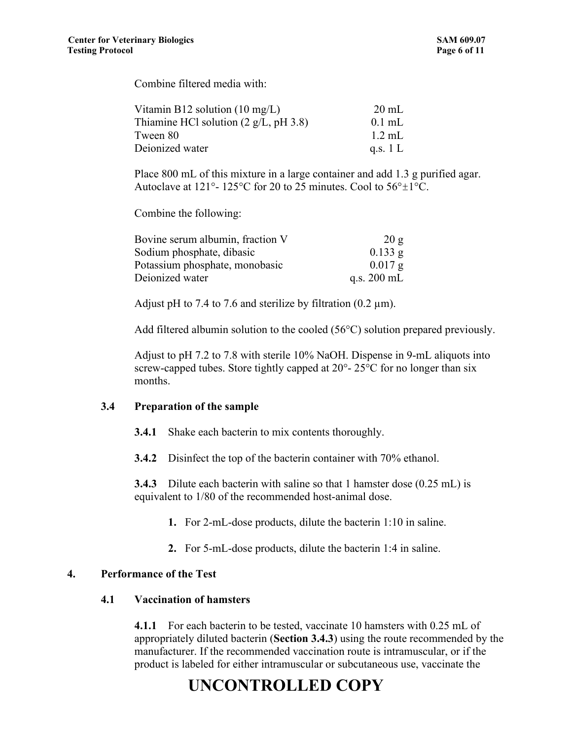Combine filtered media with:

| | |
|---|---|
| Vitamin B12 solution (10 mg/L) | 20 mL |
| Thiamine HCl solution (2 g/L, pH 3.8) | 0.1 mL |
| Tween 80 | 1.2 mL |
| Deionized water | q.s. 1 L |

Place 800 mL of this mixture in a large container and add 1.3 g purified agar. Autoclave at 121°- 125°C for 20 to 25 minutes. Cool to 56°±1°C.

Combine the following:

| | |
|---|---|
| Bovine serum albumin, fraction V | 20 g |
| Sodium phosphate, dibasic | 0.133 g |
| Potassium phosphate, monobasic | 0.017 g |
| Deionized water | q.s. 200 mL |

Adjust pH to 7.4 to 7.6 and sterilize by filtration (0.2 µm).

Add filtered albumin solution to the cooled (56°C) solution prepared previously.

Adjust to pH 7.2 to 7.8 with sterile 10% NaOH. Dispense in 9-mL aliquots into screw-capped tubes. Store tightly capped at 20°- 25°C for no longer than six months.

### 3.4 Preparation of the sample

**3.4.1** Shake each bacterin to mix contents thoroughly.

**3.4.2** Disinfect the top of the bacterin container with 70% ethanol.

**3.4.3** Dilute each bacterin with saline so that 1 hamster dose (0.25 mL) is equivalent to 1/80 of the recommended host-animal dose.

1. For 2-mL-dose products, dilute the bacterin 1:10 in saline.
2. For 5-mL-dose products, dilute the bacterin 1:4 in saline.

## 4. Performance of the Test

### 4.1 Vaccination of hamsters

**4.1.1** For each bacterin to be tested, vaccinate 10 hamsters with 0.25 mL of appropriately diluted bacterin (**Section 3.4.3**) using the route recommended by the manufacturer. If the recommended vaccination route is intramuscular, or if the product is labeled for either intramuscular or subcutaneous use, vaccinate the

UNCONTROLLED COPY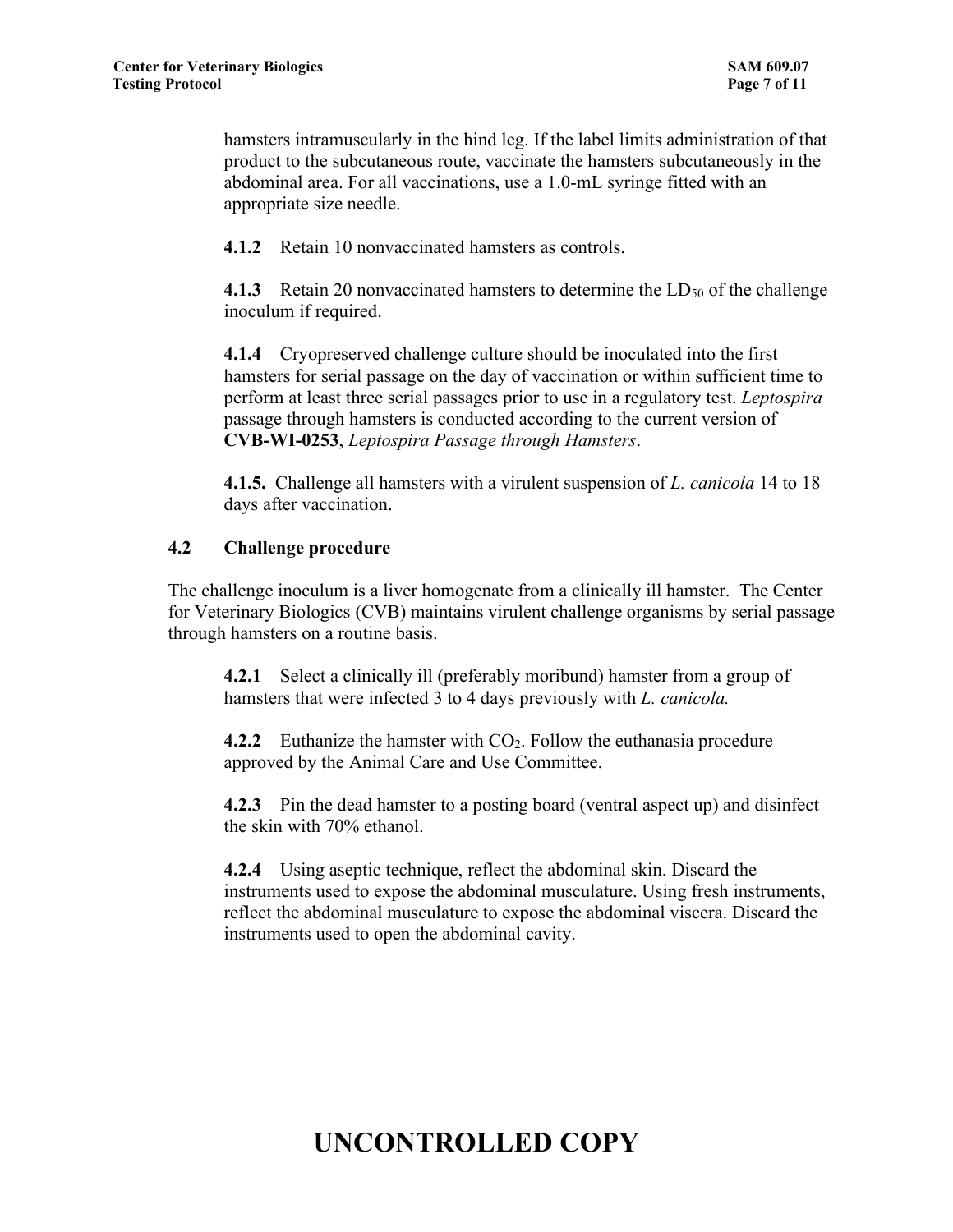hamsters intramuscularly in the hind leg. If the label limits administration of that product to the subcutaneous route, vaccinate the hamsters subcutaneously in the abdominal area. For all vaccinations, use a 1.0-mL syringe fitted with an appropriate size needle.

**4.1.2** Retain 10 nonvaccinated hamsters as controls.

**4.1.3** Retain 20 nonvaccinated hamsters to determine the $LD_{50}$ of the challenge inoculum if required.

**4.1.4** Cryopreserved challenge culture should be inoculated into the first hamsters for serial passage on the day of vaccination or within sufficient time to perform at least three serial passages prior to use in a regulatory test. *Leptospira* passage through hamsters is conducted according to the current version of **CVB-WI-0253**, *Leptospira Passage through Hamsters*.

**4.1.5.** Challenge all hamsters with a virulent suspension of *L. canicola* 14 to 18 days after vaccination.

### 4.2 Challenge procedure

The challenge inoculum is a liver homogenate from a clinically ill hamster. The Center for Veterinary Biologics (CVB) maintains virulent challenge organisms by serial passage through hamsters on a routine basis.

**4.2.1** Select a clinically ill (preferably moribund) hamster from a group of hamsters that were infected 3 to 4 days previously with *L. canicola.*

**4.2.2** Euthanize the hamster with $CO_2$. Follow the euthanasia procedure approved by the Animal Care and Use Committee.

**4.2.3** Pin the dead hamster to a posting board (ventral aspect up) and disinfect the skin with 70% ethanol.

**4.2.4** Using aseptic technique, reflect the abdominal skin. Discard the instruments used to expose the abdominal musculature. Using fresh instruments, reflect the abdominal musculature to expose the abdominal viscera. Discard the instruments used to open the abdominal cavity.

**UNCONTROLLED COPY**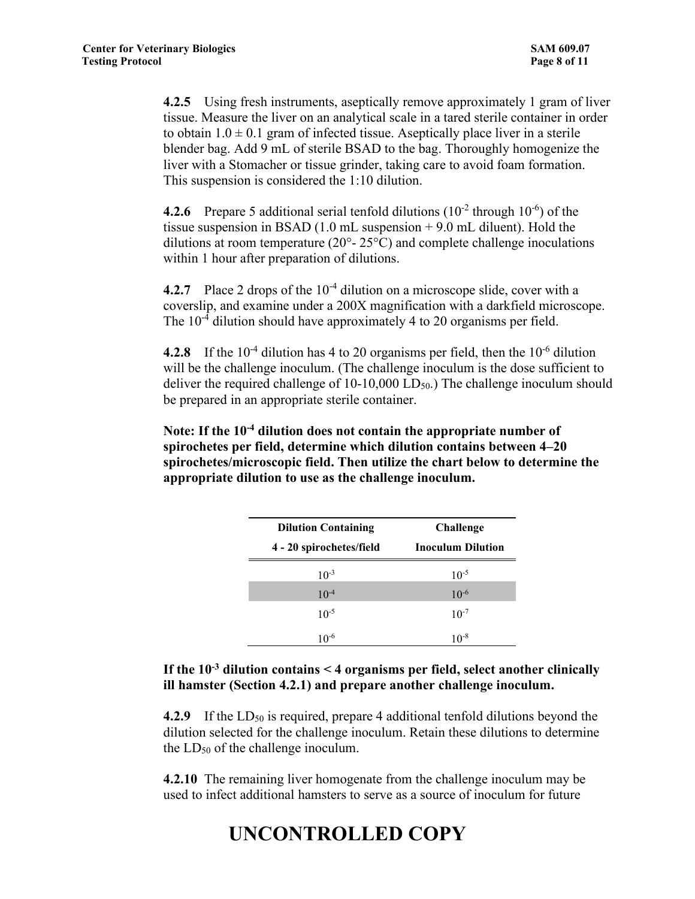**4.2.5** Using fresh instruments, aseptically remove approximately 1 gram of liver tissue. Measure the liver on an analytical scale in a tared sterile container in order to obtain $1.0 \pm 0.1$ gram of infected tissue. Aseptically place liver in a sterile blender bag. Add 9 mL of sterile BSAD to the bag. Thoroughly homogenize the liver with a Stomacher or tissue grinder, taking care to avoid foam formation. This suspension is considered the 1:10 dilution.

**4.2.6** Prepare 5 additional serial tenfold dilutions ($10^{-2}$ through $10^{-6}$) of the tissue suspension in BSAD (1.0 mL suspension + 9.0 mL diluent). Hold the dilutions at room temperature (20°- 25°C) and complete challenge inoculations within 1 hour after preparation of dilutions.

**4.2.7** Place 2 drops of the $10^{-4}$ dilution on a microscope slide, cover with a coverslip, and examine under a 200X magnification with a darkfield microscope. The $10^{-4}$ dilution should have approximately 4 to 20 organisms per field.

**4.2.8** If the $10^{-4}$ dilution has 4 to 20 organisms per field, then the $10^{-6}$ dilution will be the challenge inoculum. (The challenge inoculum is the dose sufficient to deliver the required challenge of 10-10,000 $LD_{50}$.) The challenge inoculum should be prepared in an appropriate sterile container.

**Note: If the $10^{-4}$ dilution does not contain the appropriate number of spirochetes per field, determine which dilution contains between 4–20 spirochetes/microscopic field. Then utilize the chart below to determine the appropriate dilution to use as the challenge inoculum.**

| Dilution Containing 4 - 20 spirochetes/field | Challenge Inoculum Dilution |
|---|---|
| $10^{-3}$ | $10^{-5}$ |
| $10^{-4}$ | $10^{-6}$ |
| $10^{-5}$ | $10^{-7}$ |
| $10^{-6}$ | $10^{-8}$ |

**If the $10^{-3}$ dilution contains < 4 organisms per field, select another clinically ill hamster (Section 4.2.1) and prepare another challenge inoculum.**

**4.2.9** If the $LD_{50}$ is required, prepare 4 additional tenfold dilutions beyond the dilution selected for the challenge inoculum. Retain these dilutions to determine the $LD_{50}$ of the challenge inoculum.

**4.2.10** The remaining liver homogenate from the challenge inoculum may be used to infect additional hamsters to serve as a source of inoculum for future

# UNCONTROLLED COPY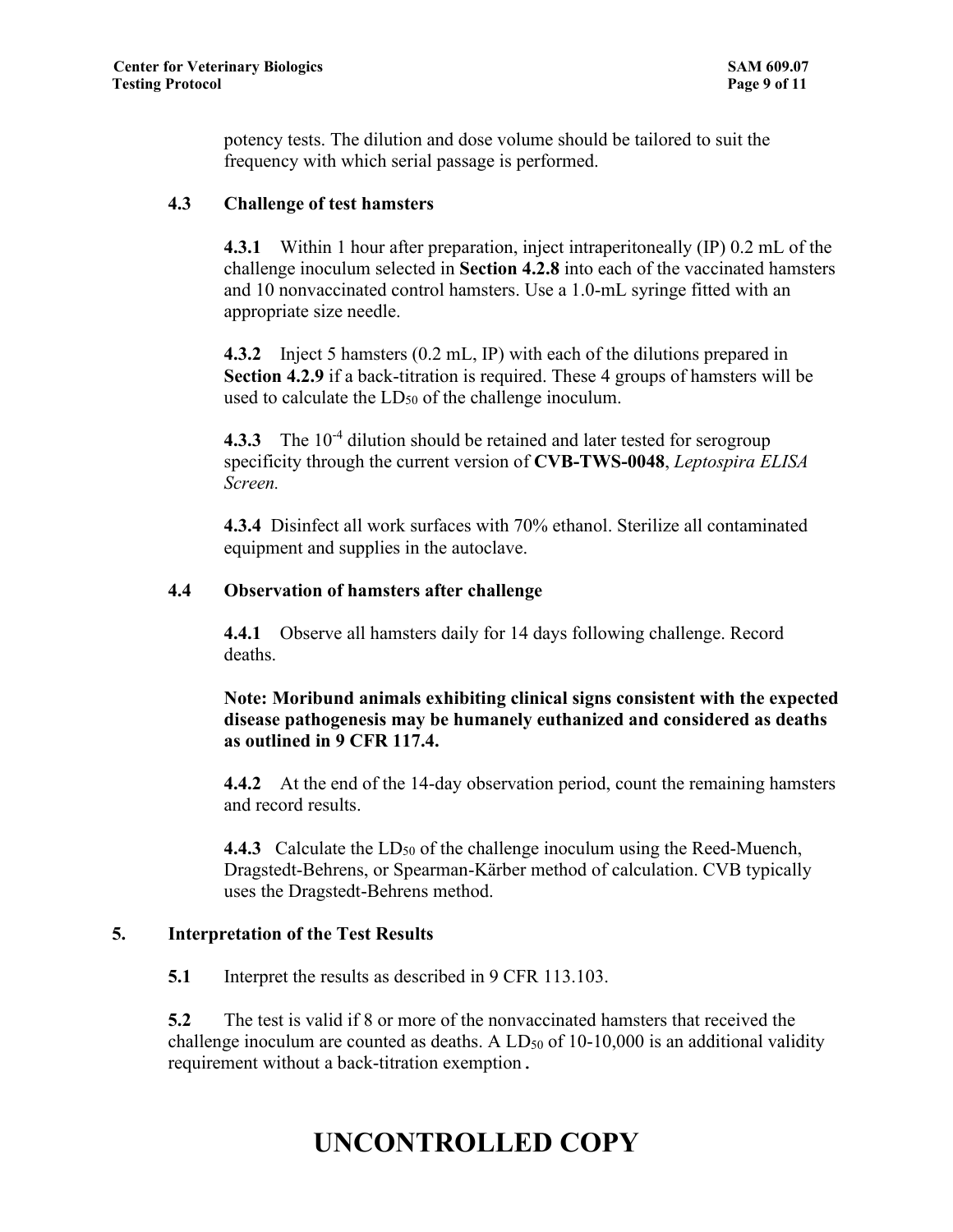potency tests. The dilution and dose volume should be tailored to suit the frequency with which serial passage is performed.

### 4.3 Challenge of test hamsters

**4.3.1** Within 1 hour after preparation, inject intraperitoneally (IP) 0.2 mL of the challenge inoculum selected in **Section 4.2.8** into each of the vaccinated hamsters and 10 nonvaccinated control hamsters. Use a 1.0-mL syringe fitted with an appropriate size needle.

**4.3.2** Inject 5 hamsters (0.2 mL, IP) with each of the dilutions prepared in **Section 4.2.9** if a back-titration is required. These 4 groups of hamsters will be used to calculate the $LD_{50}$ of the challenge inoculum.

**4.3.3** The $10^{-4}$ dilution should be retained and later tested for serogroup specificity through the current version of **CVB-TWS-0048**, *Leptospira ELISA Screen.*

**4.3.4** Disinfect all work surfaces with 70% ethanol. Sterilize all contaminated equipment and supplies in the autoclave.

### 4.4 Observation of hamsters after challenge

**4.4.1** Observe all hamsters daily for 14 days following challenge. Record deaths.

**Note: Moribund animals exhibiting clinical signs consistent with the expected disease pathogenesis may be humanely euthanized and considered as deaths as outlined in 9 CFR 117.4.**

**4.4.2** At the end of the 14-day observation period, count the remaining hamsters and record results.

**4.4.3** Calculate the $LD_{50}$ of the challenge inoculum using the Reed-Muench, Dragstedt-Behrens, or Spearman-Kärber method of calculation. CVB typically uses the Dragstedt-Behrens method.

## 5. Interpretation of the Test Results

**5.1** Interpret the results as described in 9 CFR 113.103.

**5.2** The test is valid if 8 or more of the nonvaccinated hamsters that received the challenge inoculum are counted as deaths. A $LD_{50}$ of 10-10,000 is an additional validity requirement without a back-titration exemption.

# UNCONTROLLED COPY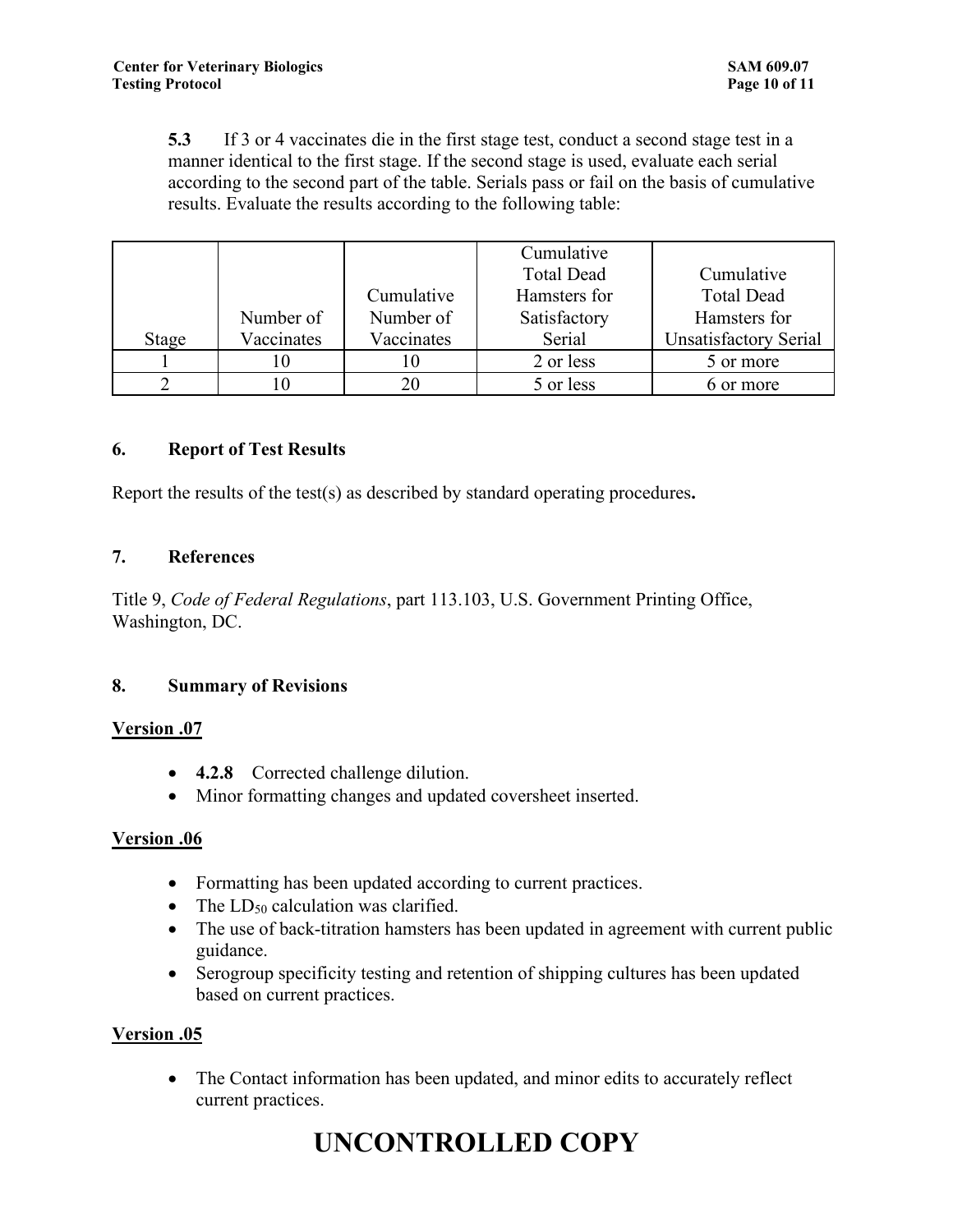**5.3** If 3 or 4 vaccinates die in the first stage test, conduct a second stage test in a manner identical to the first stage. If the second stage is used, evaluate each serial according to the second part of the table. Serials pass or fail on the basis of cumulative results. Evaluate the results according to the following table:

| Stage | Number of Vaccinates | Cumulative Number of Vaccinates | Cumulative Total Dead Hamsters for Satisfactory Serial | Cumulative Total Dead Hamsters for Unsatisfactory Serial |
|---|---|---|---|---|
| 1 | 10 | 10 | 2 or less | 5 or more |
| 2 | 10 | 20 | 5 or less | 6 or more |

## 6. Report of Test Results

Report the results of the test(s) as described by standard operating procedures**.**

## 7. References

Title 9, *Code of Federal Regulations*, part 113.103, U.S. Government Printing Office, Washington, DC.

## 8. Summary of Revisions

**Version .07**

- **4.2.8** Corrected challenge dilution.
- Minor formatting changes and updated coversheet inserted.

**Version .06**

- Formatting has been updated according to current practices.
- The $LD_{50}$ calculation was clarified.
- The use of back-titration hamsters has been updated in agreement with current public guidance.
- Serogroup specificity testing and retention of shipping cultures has been updated based on current practices.

**Version .05**

- The Contact information has been updated, and minor edits to accurately reflect current practices.

# UNCONTROLLED COPY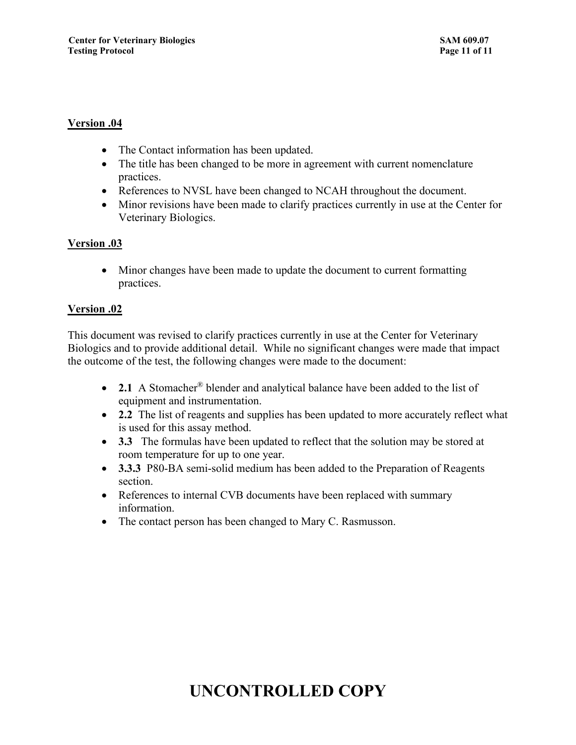**Version .04**

- The Contact information has been updated.
- The title has been changed to be more in agreement with current nomenclature practices.
- References to NVSL have been changed to NCAH throughout the document.
- Minor revisions have been made to clarify practices currently in use at the Center for Veterinary Biologics.

**Version .03**

- Minor changes have been made to update the document to current formatting practices.

**Version .02**

This document was revised to clarify practices currently in use at the Center for Veterinary Biologics and to provide additional detail. While no significant changes were made that impact the outcome of the test, the following changes were made to the document:

- **2.1** A Stomacher® blender and analytical balance have been added to the list of equipment and instrumentation.
- **2.2** The list of reagents and supplies has been updated to more accurately reflect what is used for this assay method.
- **3.3** The formulas have been updated to reflect that the solution may be stored at room temperature for up to one year.
- **3.3.3** P80-BA semi-solid medium has been added to the Preparation of Reagents section.
- References to internal CVB documents have been replaced with summary information.
- The contact person has been changed to Mary C. Rasmusson.

# UNCONTROLLED COPY